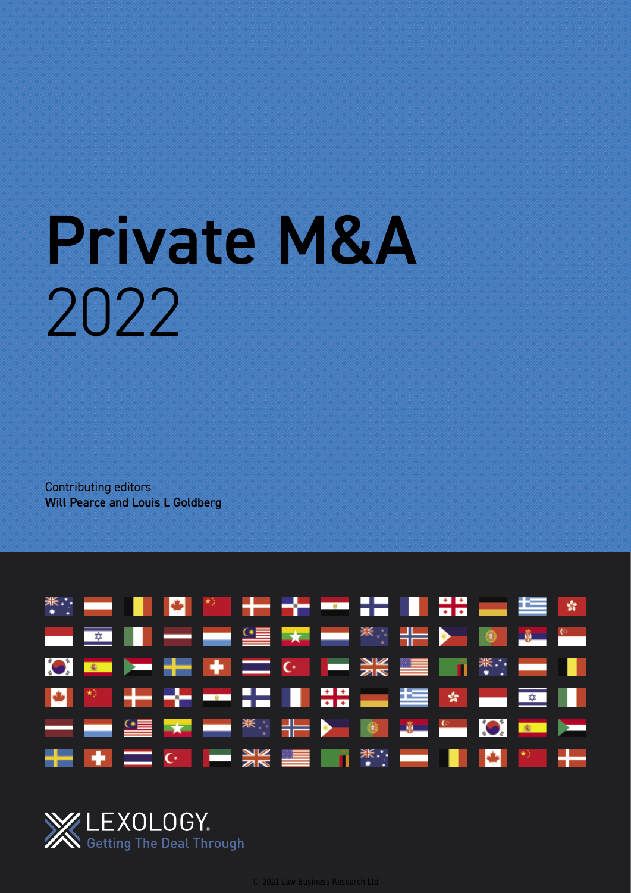# Private M&A 2022

Contributing editors
**Will Pearce and Louis L Goldberg**

LEXOLOGY
Getting The Deal Through

© 2021 Law Business Research Ltd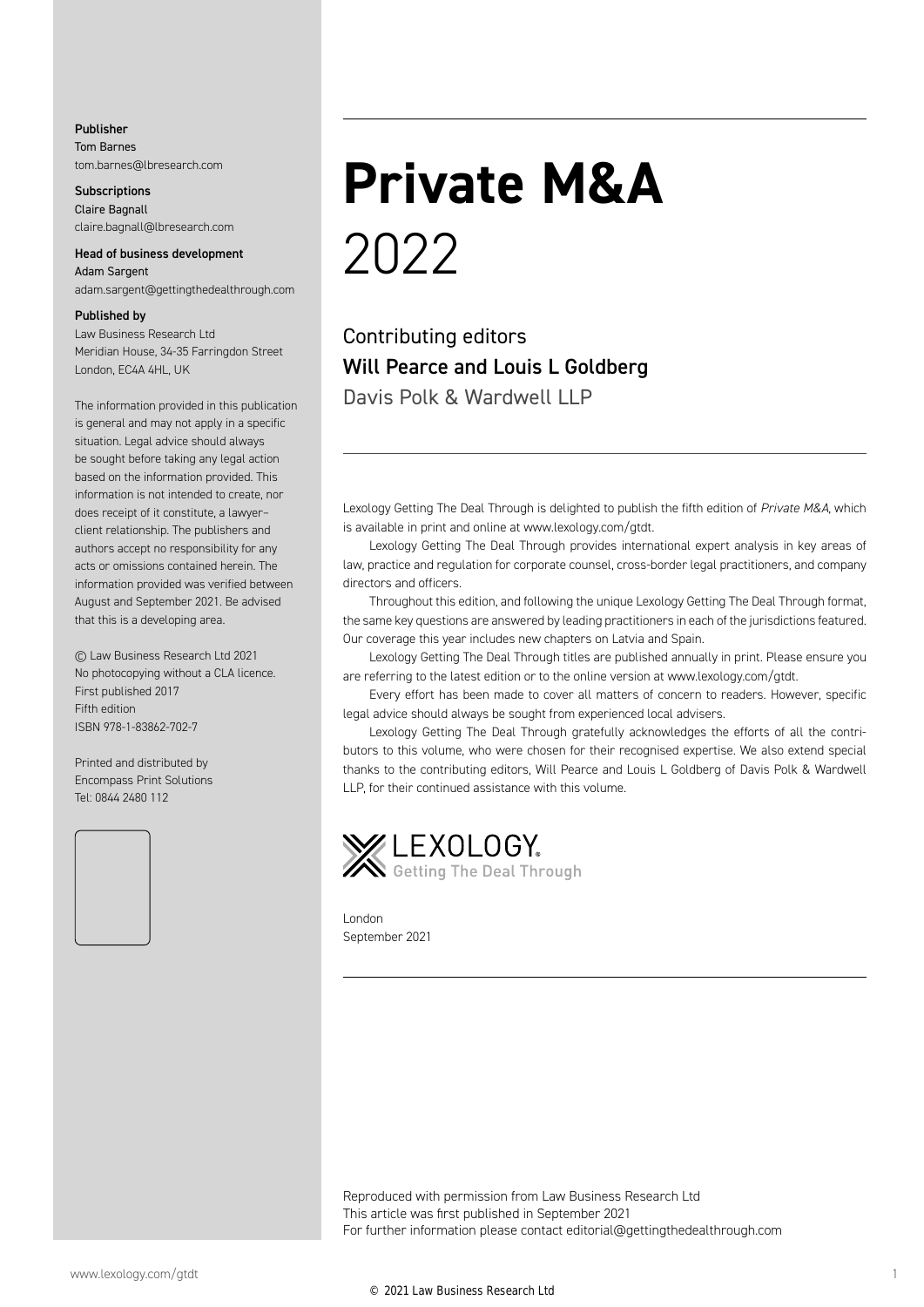**Publisher**
Tom Barnes
tom.barnes@lbresearch.com

**Subscriptions**
Claire Bagnall
claire.bagnall@lbresearch.com

**Head of business development**
Adam Sargent
adam.sargent@gettingthedealthrough.com

**Published by**
Law Business Research Ltd
Meridian House, 34-35 Farringdon Street
London, EC4A 4HL, UK

The information provided in this publication is general and may not apply in a specific situation. Legal advice should always be sought before taking any legal action based on the information provided. This information is not intended to create, nor does receipt of it constitute, a lawyer–client relationship. The publishers and authors accept no responsibility for any acts or omissions contained herein. The information provided was verified between August and September 2021. Be advised that this is a developing area.

© Law Business Research Ltd 2021
No photocopying without a CLA licence.
First published 2017
Fifth edition
ISBN 978-1-83862-702-7

Printed and distributed by
Encompass Print Solutions
Tel: 0844 2480 112

# Private M&A
2022

Contributing editors
**Will Pearce and Louis L Goldberg**
Davis Polk & Wardwell LLP

Lexology Getting The Deal Through is delighted to publish the fifth edition of *Private M&A*, which is available in print and online at www.lexology.com/gtdt.

Lexology Getting The Deal Through provides international expert analysis in key areas of law, practice and regulation for corporate counsel, cross-border legal practitioners, and company directors and officers.

Throughout this edition, and following the unique Lexology Getting The Deal Through format, the same key questions are answered by leading practitioners in each of the jurisdictions featured. Our coverage this year includes new chapters on Latvia and Spain.

Lexology Getting The Deal Through titles are published annually in print. Please ensure you are referring to the latest edition or to the online version at www.lexology.com/gtdt.

Every effort has been made to cover all matters of concern to readers. However, specific legal advice should always be sought from experienced local advisers.

Lexology Getting The Deal Through gratefully acknowledges the efforts of all the contributors to this volume, who were chosen for their recognised expertise. We also extend special thanks to the contributing editors, Will Pearce and Louis L Goldberg of Davis Polk & Wardwell LLP, for their continued assistance with this volume.

LEXOLOGY Getting The Deal Through

London
September 2021

Reproduced with permission from Law Business Research Ltd
This article was first published in September 2021
For further information please contact editorial@gettingthedealthrough.com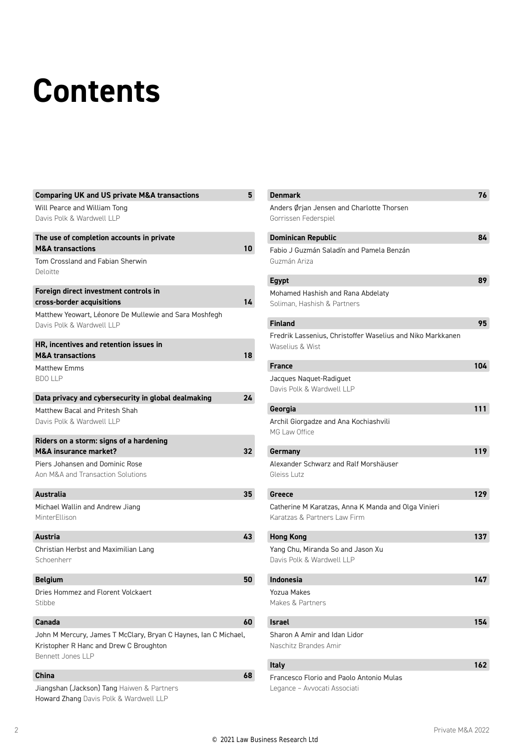# Contents

**Comparing UK and US private M&A transactions** **5**

Will Pearce and William Tong
Davis Polk & Wardwell LLP

**The use of completion accounts in private M&A transactions** **10**

Tom Crossland and Fabian Sherwin
Deloitte

**Foreign direct investment controls in cross-border acquisitions** **14**

Matthew Yeowart, Léonore De Mullewie and Sara Moshfegh
Davis Polk & Wardwell LLP

**HR, incentives and retention issues in M&A transactions** **18**

Matthew Emms
BDO LLP

**Data privacy and cybersecurity in global dealmaking** **24**

Matthew Bacal and Pritesh Shah
Davis Polk & Wardwell LLP

**Riders on a storm: signs of a hardening M&A insurance market?** **32**

Piers Johansen and Dominic Rose
Aon M&A and Transaction Solutions

**Australia** **35**

Michael Wallin and Andrew Jiang
MinterEllison

**Austria** **43**

Christian Herbst and Maximilian Lang
Schoenherr

**Belgium** **50**

Dries Hommez and Florent Volckaert
Stibbe

**Canada** **60**

John M Mercury, James T McClary, Bryan C Haynes, Ian C Michael, Kristopher R Hanc and Drew C Broughton
Bennett Jones LLP

**China** **68**

Jiangshan (Jackson) Tang Haiwen & Partners
Howard Zhang Davis Polk & Wardwell LLP

**Denmark** **76**

Anders Ørjan Jensen and Charlotte Thorsen
Gorrissen Federspiel

**Dominican Republic** **84**

Fabio J Guzmán Saladín and Pamela Benzán
Guzmán Ariza

**Egypt** **89**

Mohamed Hashish and Rana Abdelaty
Soliman, Hashish & Partners

**Finland** **95**

Fredrik Lassenius, Christoffer Waselius and Niko Markkanen
Waselius & Wist

**France** **104**

Jacques Naquet-Radiguet
Davis Polk & Wardwell LLP

**Georgia** **111**

Archil Giorgadze and Ana Kochiashvili
MG Law Office

**Germany** **119**

Alexander Schwarz and Ralf Morshäuser
Gleiss Lutz

**Greece** **129**

Catherine M Karatzas, Anna K Manda and Olga Vinieri
Karatzas & Partners Law Firm

**Hong Kong** **137**

Yang Chu, Miranda So and Jason Xu
Davis Polk & Wardwell LLP

**Indonesia** **147**

Yozua Makes
Makes & Partners

**Israel** **154**

Sharon A Amir and Idan Lidor
Naschitz Brandes Amir

**Italy** **162**

Francesco Florio and Paolo Antonio Mulas
Legance – Avvocati Associati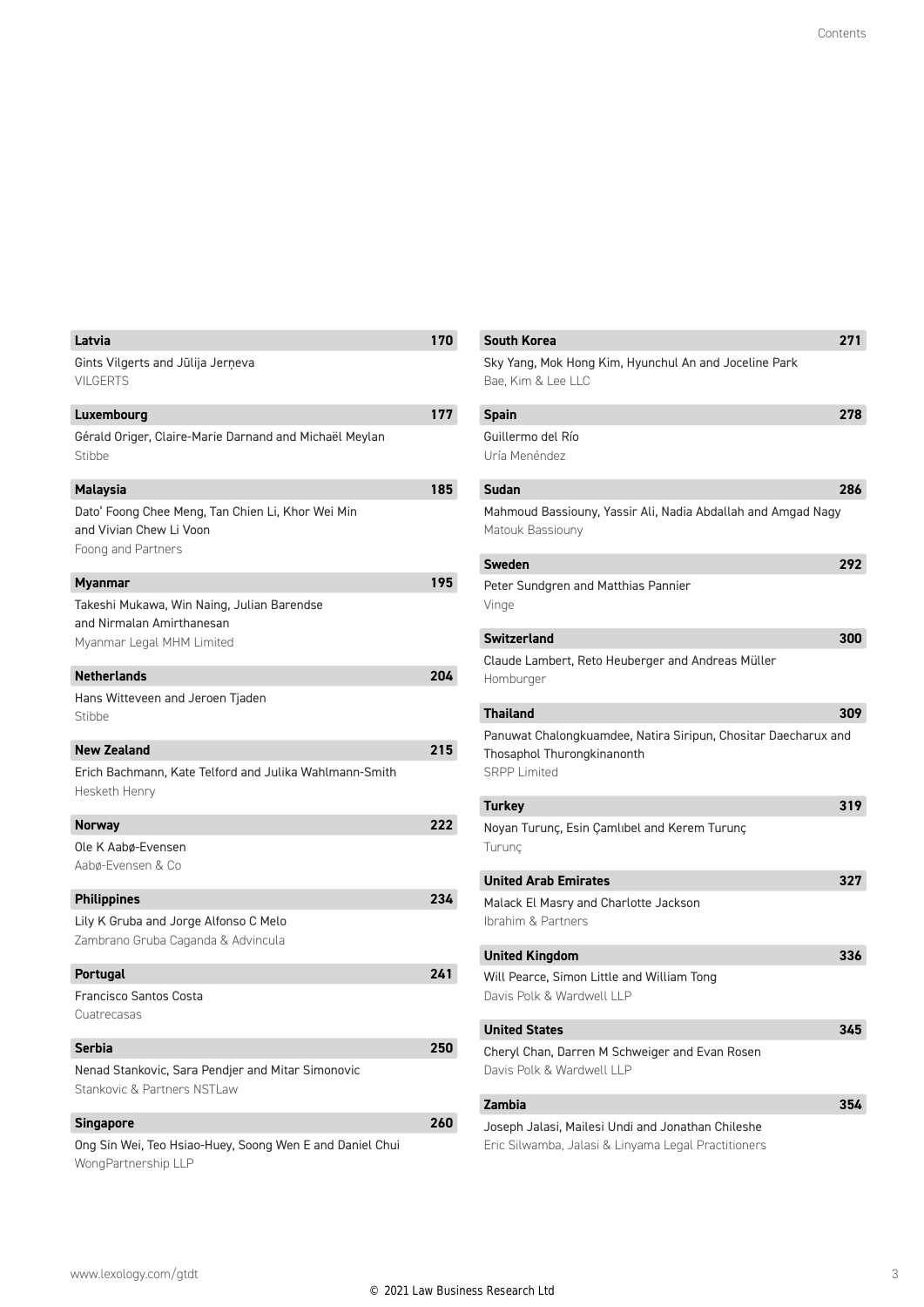**Latvia** 170

Gints Vilgerts and Jūlija Jerņeva
VILGERTS

**Luxembourg** 177

Gérald Origer, Claire-Marie Darnand and Michaël Meylan
Stibbe

**Malaysia** 185

Dato' Foong Chee Meng, Tan Chien Li, Khor Wei Min and Vivian Chew Li Voon
Foong and Partners

**Myanmar** 195

Takeshi Mukawa, Win Naing, Julian Barendse and Nirmalan Amirthanesan
Myanmar Legal MHM Limited

**Netherlands** 204

Hans Witteveen and Jeroen Tjaden
Stibbe

**New Zealand** 215

Erich Bachmann, Kate Telford and Julika Wahlmann-Smith
Hesketh Henry

**Norway** 222

Ole K Aabø-Evensen
Aabø-Evensen & Co

**Philippines** 234

Lily K Gruba and Jorge Alfonso C Melo
Zambrano Gruba Caganda & Advincula

**Portugal** 241

Francisco Santos Costa
Cuatrecasas

**Serbia** 250

Nenad Stankovic, Sara Pendjer and Mitar Simonovic
Stankovic & Partners NSTLaw

**Singapore** 260

Ong Sin Wei, Teo Hsiao-Huey, Soong Wen E and Daniel Chui
WongPartnership LLP

**South Korea** 271

Sky Yang, Mok Hong Kim, Hyunchul An and Joceline Park
Bae, Kim & Lee LLC

**Spain** 278

Guillermo del Río
Uría Menéndez

**Sudan** 286

Mahmoud Bassiouny, Yassir Ali, Nadia Abdallah and Amgad Nagy
Matouk Bassiouny

**Sweden** 292

Peter Sundgren and Matthias Pannier
Vinge

**Switzerland** 300

Claude Lambert, Reto Heuberger and Andreas Müller
Homburger

**Thailand** 309

Panuwat Chalongkuamdee, Natira Siripun, Chositar Daecharux and Thosaphol Thurongkinanonth
SRPP Limited

**Turkey** 319

Noyan Turunç, Esin Çamlıbel and Kerem Turunç
Turunç

**United Arab Emirates** 327

Malack El Masry and Charlotte Jackson
Ibrahim & Partners

**United Kingdom** 336

Will Pearce, Simon Little and William Tong
Davis Polk & Wardwell LLP

**United States** 345

Cheryl Chan, Darren M Schweiger and Evan Rosen
Davis Polk & Wardwell LLP

**Zambia** 354

Joseph Jalasi, Mailesi Undi and Jonathan Chileshe
Eric Silwamba, Jalasi & Linyama Legal Practitioners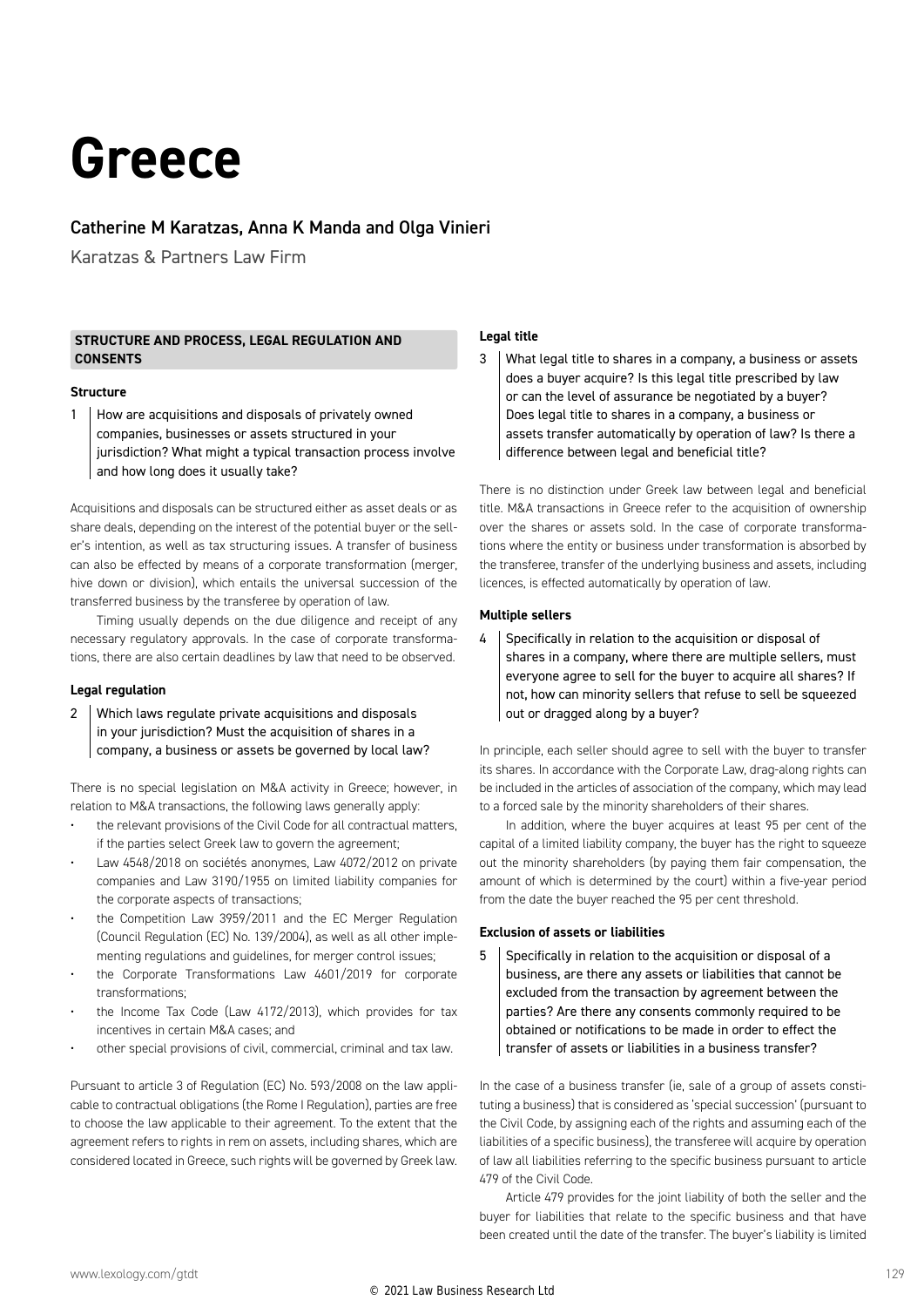# Greece

## Catherine M Karatzas, Anna K Manda and Olga Vinieri

Karatzas & Partners Law Firm

### STRUCTURE AND PROCESS, LEGAL REGULATION AND CONSENTS

#### Structure

**1 How are acquisitions and disposals of privately owned companies, businesses or assets structured in your jurisdiction? What might a typical transaction process involve and how long does it usually take?**

Acquisitions and disposals can be structured either as asset deals or as share deals, depending on the interest of the potential buyer or the seller's intention, as well as tax structuring issues. A transfer of business can also be effected by means of a corporate transformation (merger, hive down or division), which entails the universal succession of the transferred business by the transferee by operation of law.

Timing usually depends on the due diligence and receipt of any necessary regulatory approvals. In the case of corporate transformations, there are also certain deadlines by law that need to be observed.

#### Legal regulation

**2 Which laws regulate private acquisitions and disposals in your jurisdiction? Must the acquisition of shares in a company, a business or assets be governed by local law?**

There is no special legislation on M&A activity in Greece; however, in relation to M&A transactions, the following laws generally apply:

- the relevant provisions of the Civil Code for all contractual matters, if the parties select Greek law to govern the agreement;
- Law 4548/2018 on sociétés anonymes, Law 4072/2012 on private companies and Law 3190/1955 on limited liability companies for the corporate aspects of transactions;
- the Competition Law 3959/2011 and the EC Merger Regulation (Council Regulation (EC) No. 139/2004), as well as all other implementing regulations and guidelines, for merger control issues;
- the Corporate Transformations Law 4601/2019 for corporate transformations;
- the Income Tax Code (Law 4172/2013), which provides for tax incentives in certain M&A cases; and
- other special provisions of civil, commercial, criminal and tax law.

Pursuant to article 3 of Regulation (EC) No. 593/2008 on the law applicable to contractual obligations (the Rome I Regulation), parties are free to choose the law applicable to their agreement. To the extent that the agreement refers to rights in rem on assets, including shares, which are considered located in Greece, such rights will be governed by Greek law.

#### Legal title

**3 What legal title to shares in a company, a business or assets does a buyer acquire? Is this legal title prescribed by law or can the level of assurance be negotiated by a buyer? Does legal title to shares in a company, a business or assets transfer automatically by operation of law? Is there a difference between legal and beneficial title?**

There is no distinction under Greek law between legal and beneficial title. M&A transactions in Greece refer to the acquisition of ownership over the shares or assets sold. In the case of corporate transformations where the entity or business under transformation is absorbed by the transferee, transfer of the underlying business and assets, including licences, is effected automatically by operation of law.

#### Multiple sellers

**4 Specifically in relation to the acquisition or disposal of shares in a company, where there are multiple sellers, must everyone agree to sell for the buyer to acquire all shares? If not, how can minority sellers that refuse to sell be squeezed out or dragged along by a buyer?**

In principle, each seller should agree to sell with the buyer to transfer its shares. In accordance with the Corporate Law, drag-along rights can be included in the articles of association of the company, which may lead to a forced sale by the minority shareholders of their shares.

In addition, where the buyer acquires at least 95 per cent of the capital of a limited liability company, the buyer has the right to squeeze out the minority shareholders (by paying them fair compensation, the amount of which is determined by the court) within a five-year period from the date the buyer reached the 95 per cent threshold.

#### Exclusion of assets or liabilities

**5 Specifically in relation to the acquisition or disposal of a business, are there any assets or liabilities that cannot be excluded from the transaction by agreement between the parties? Are there any consents commonly required to be obtained or notifications to be made in order to effect the transfer of assets or liabilities in a business transfer?**

In the case of a business transfer (ie, sale of a group of assets constituting a business) that is considered as 'special succession' (pursuant to the Civil Code, by assigning each of the rights and assuming each of the liabilities of a specific business), the transferee will acquire by operation of law all liabilities referring to the specific business pursuant to article 479 of the Civil Code.

Article 479 provides for the joint liability of both the seller and the buyer for liabilities that relate to the specific business and that have been created until the date of the transfer. The buyer's liability is limited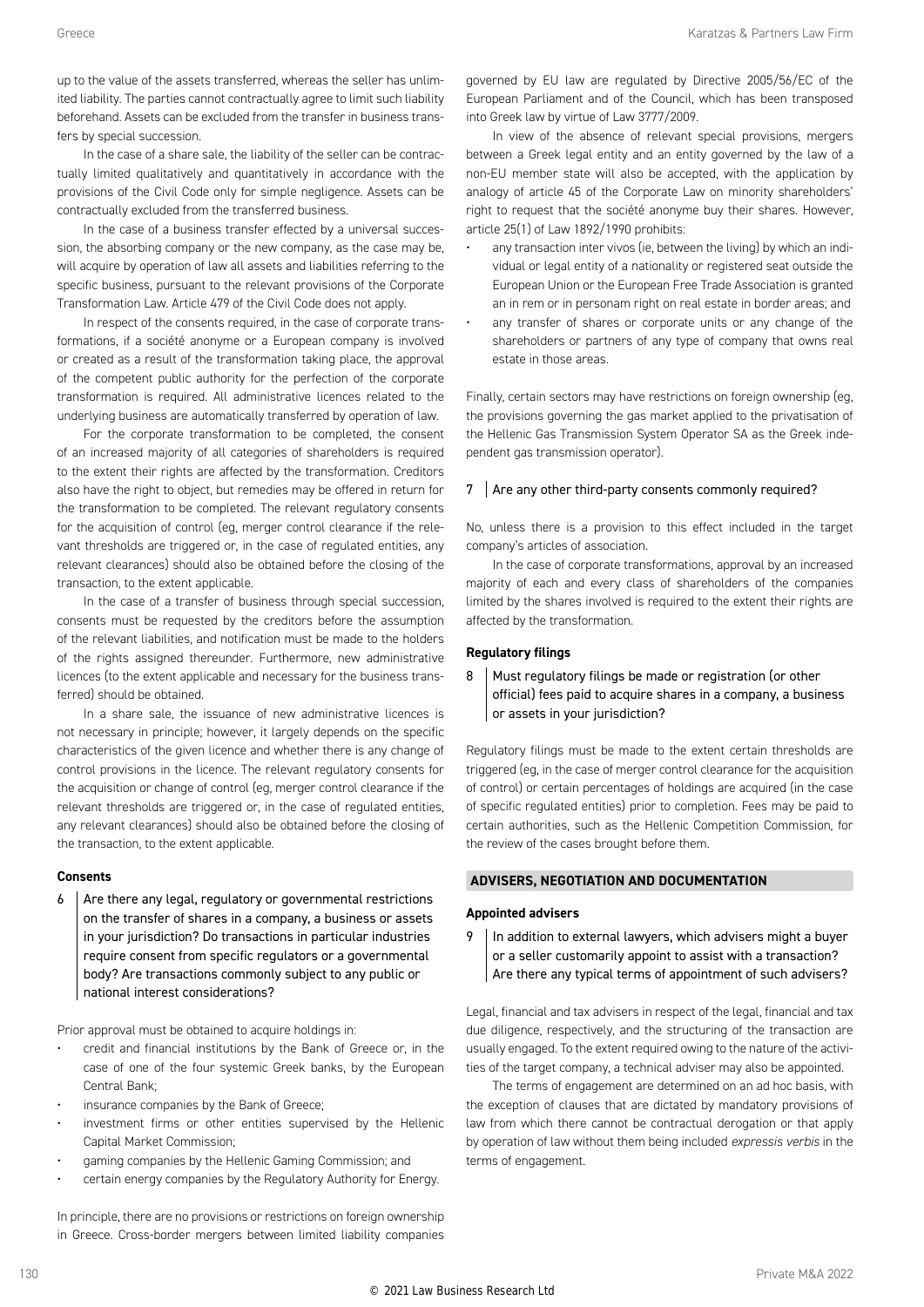up to the value of the assets transferred, whereas the seller has unlimited liability. The parties cannot contractually agree to limit such liability beforehand. Assets can be excluded from the transfer in business transfers by special succession.

In the case of a share sale, the liability of the seller can be contractually limited qualitatively and quantitatively in accordance with the provisions of the Civil Code only for simple negligence. Assets can be contractually excluded from the transferred business.

In the case of a business transfer effected by a universal succession, the absorbing company or the new company, as the case may be, will acquire by operation of law all assets and liabilities referring to the specific business, pursuant to the relevant provisions of the Corporate Transformation Law. Article 479 of the Civil Code does not apply.

In respect of the consents required, in the case of corporate transformations, if a société anonyme or a European company is involved or created as a result of the transformation taking place, the approval of the competent public authority for the perfection of the corporate transformation is required. All administrative licences related to the underlying business are automatically transferred by operation of law.

For the corporate transformation to be completed, the consent of an increased majority of all categories of shareholders is required to the extent their rights are affected by the transformation. Creditors also have the right to object, but remedies may be offered in return for the transformation to be completed. The relevant regulatory consents for the acquisition of control (eg, merger control clearance if the relevant thresholds are triggered or, in the case of regulated entities, any relevant clearances) should also be obtained before the closing of the transaction, to the extent applicable.

In the case of a transfer of business through special succession, consents must be requested by the creditors before the assumption of the relevant liabilities, and notification must be made to the holders of the rights assigned thereunder. Furthermore, new administrative licences (to the extent applicable and necessary for the business transferred) should be obtained.

In a share sale, the issuance of new administrative licences is not necessary in principle; however, it largely depends on the specific characteristics of the given licence and whether there is any change of control provisions in the licence. The relevant regulatory consents for the acquisition or change of control (eg, merger control clearance if the relevant thresholds are triggered or, in the case of regulated entities, any relevant clearances) should also be obtained before the closing of the transaction, to the extent applicable.

### Consents

**6 Are there any legal, regulatory or governmental restrictions on the transfer of shares in a company, a business or assets in your jurisdiction? Do transactions in particular industries require consent from specific regulators or a governmental body? Are transactions commonly subject to any public or national interest considerations?**

Prior approval must be obtained to acquire holdings in:

- credit and financial institutions by the Bank of Greece or, in the case of one of the four systemic Greek banks, by the European Central Bank;
- insurance companies by the Bank of Greece;
- investment firms or other entities supervised by the Hellenic Capital Market Commission;
- gaming companies by the Hellenic Gaming Commission; and
- certain energy companies by the Regulatory Authority for Energy.

In principle, there are no provisions or restrictions on foreign ownership in Greece. Cross-border mergers between limited liability companies governed by EU law are regulated by Directive 2005/56/EC of the European Parliament and of the Council, which has been transposed into Greek law by virtue of Law 3777/2009.

In view of the absence of relevant special provisions, mergers between a Greek legal entity and an entity governed by the law of a non-EU member state will also be accepted, with the application by analogy of article 45 of the Corporate Law on minority shareholders' right to request that the société anonyme buy their shares. However, article 25(1) of Law 1892/1990 prohibits:

- any transaction inter vivos (ie, between the living) by which an individual or legal entity of a nationality or registered seat outside the European Union or the European Free Trade Association is granted an in rem or in personam right on real estate in border areas; and
- any transfer of shares or corporate units or any change of the shareholders or partners of any type of company that owns real estate in those areas.

Finally, certain sectors may have restrictions on foreign ownership (eg, the provisions governing the gas market applied to the privatisation of the Hellenic Gas Transmission System Operator SA as the Greek independent gas transmission operator).

**7 Are any other third-party consents commonly required?**

No, unless there is a provision to this effect included in the target company's articles of association.

In the case of corporate transformations, approval by an increased majority of each and every class of shareholders of the companies limited by the shares involved is required to the extent their rights are affected by the transformation.

### Regulatory filings

**8 Must regulatory filings be made or registration (or other official) fees paid to acquire shares in a company, a business or assets in your jurisdiction?**

Regulatory filings must be made to the extent certain thresholds are triggered (eg, in the case of merger control clearance for the acquisition of control) or certain percentages of holdings are acquired (in the case of specific regulated entities) prior to completion. Fees may be paid to certain authorities, such as the Hellenic Competition Commission, for the review of the cases brought before them.

## ADVISERS, NEGOTIATION AND DOCUMENTATION

### Appointed advisers

**9 In addition to external lawyers, which advisers might a buyer or a seller customarily appoint to assist with a transaction? Are there any typical terms of appointment of such advisers?**

Legal, financial and tax advisers in respect of the legal, financial and tax due diligence, respectively, and the structuring of the transaction are usually engaged. To the extent required owing to the nature of the activities of the target company, a technical adviser may also be appointed.

The terms of engagement are determined on an ad hoc basis, with the exception of clauses that are dictated by mandatory provisions of law from which there cannot be contractual derogation or that apply by operation of law without them being included *expressis verbis* in the terms of engagement.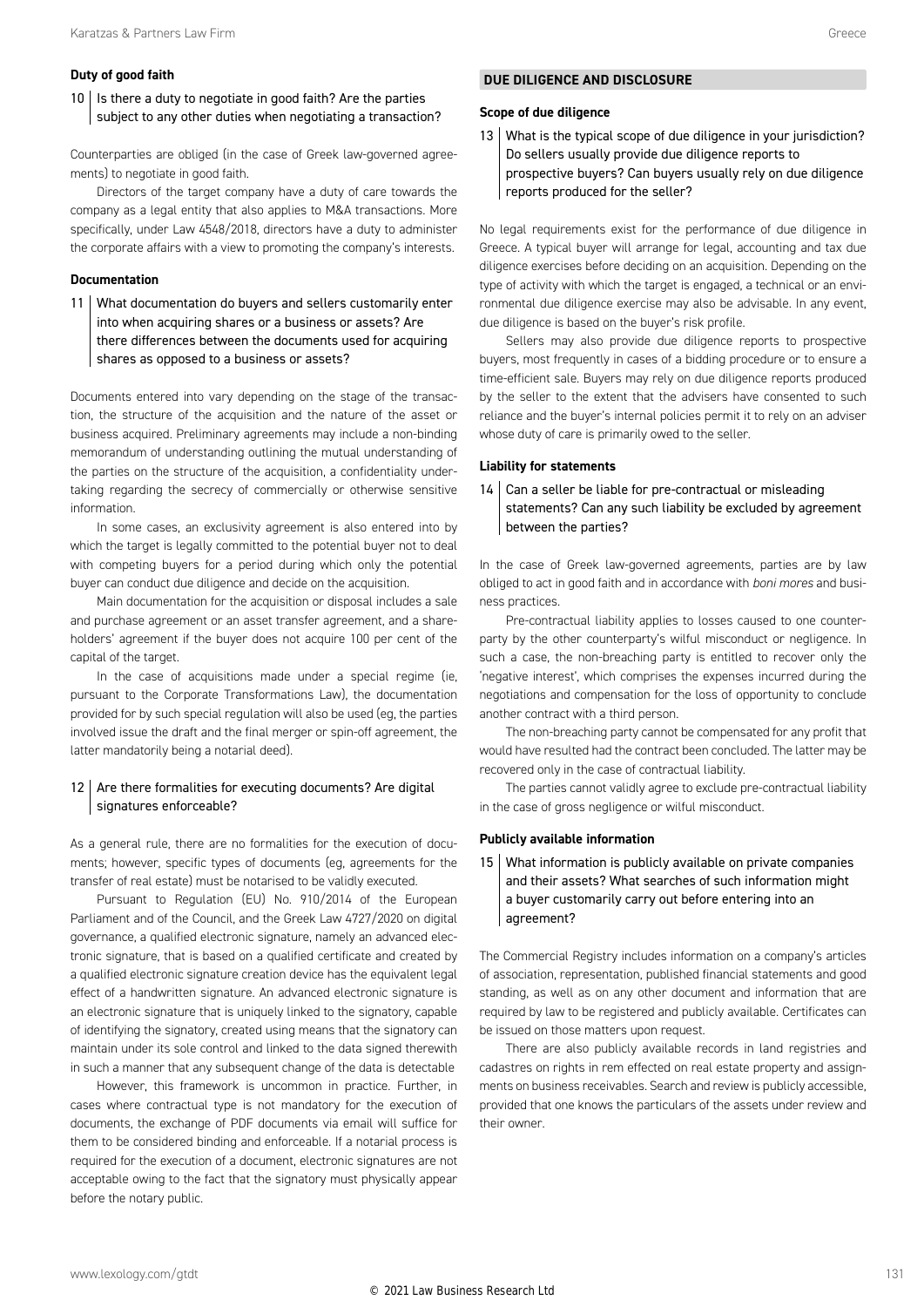### Duty of good faith

**10 Is there a duty to negotiate in good faith? Are the parties subject to any other duties when negotiating a transaction?**

Counterparties are obliged (in the case of Greek law-governed agreements) to negotiate in good faith.

Directors of the target company have a duty of care towards the company as a legal entity that also applies to M&A transactions. More specifically, under Law 4548/2018, directors have a duty to administer the corporate affairs with a view to promoting the company's interests.

### Documentation

**11 What documentation do buyers and sellers customarily enter into when acquiring shares or a business or assets? Are there differences between the documents used for acquiring shares as opposed to a business or assets?**

Documents entered into vary depending on the stage of the transaction, the structure of the acquisition and the nature of the asset or business acquired. Preliminary agreements may include a non-binding memorandum of understanding outlining the mutual understanding of the parties on the structure of the acquisition, a confidentiality undertaking regarding the secrecy of commercially or otherwise sensitive information.

In some cases, an exclusivity agreement is also entered into by which the target is legally committed to the potential buyer not to deal with competing buyers for a period during which only the potential buyer can conduct due diligence and decide on the acquisition.

Main documentation for the acquisition or disposal includes a sale and purchase agreement or an asset transfer agreement, and a shareholders' agreement if the buyer does not acquire 100 per cent of the capital of the target.

In the case of acquisitions made under a special regime (ie, pursuant to the Corporate Transformations Law), the documentation provided for by such special regulation will also be used (eg, the parties involved issue the draft and the final merger or spin-off agreement, the latter mandatorily being a notarial deed).

**12 Are there formalities for executing documents? Are digital signatures enforceable?**

As a general rule, there are no formalities for the execution of documents; however, specific types of documents (eg, agreements for the transfer of real estate) must be notarised to be validly executed.

Pursuant to Regulation (EU) No. 910/2014 of the European Parliament and of the Council, and the Greek Law 4727/2020 on digital governance, a qualified electronic signature, namely an advanced electronic signature, that is based on a qualified certificate and created by a qualified electronic signature creation device has the equivalent legal effect of a handwritten signature. An advanced electronic signature is an electronic signature that is uniquely linked to the signatory, capable of identifying the signatory, created using means that the signatory can maintain under its sole control and linked to the data signed therewith in such a manner that any subsequent change of the data is detectable

However, this framework is uncommon in practice. Further, in cases where contractual type is not mandatory for the execution of documents, the exchange of PDF documents via email will suffice for them to be considered binding and enforceable. If a notarial process is required for the execution of a document, electronic signatures are not acceptable owing to the fact that the signatory must physically appear before the notary public.

## DUE DILIGENCE AND DISCLOSURE

### Scope of due diligence

**13 What is the typical scope of due diligence in your jurisdiction? Do sellers usually provide due diligence reports to prospective buyers? Can buyers usually rely on due diligence reports produced for the seller?**

No legal requirements exist for the performance of due diligence in Greece. A typical buyer will arrange for legal, accounting and tax due diligence exercises before deciding on an acquisition. Depending on the type of activity with which the target is engaged, a technical or an environmental due diligence exercise may also be advisable. In any event, due diligence is based on the buyer's risk profile.

Sellers may also provide due diligence reports to prospective buyers, most frequently in cases of a bidding procedure or to ensure a time-efficient sale. Buyers may rely on due diligence reports produced by the seller to the extent that the advisers have consented to such reliance and the buyer's internal policies permit it to rely on an adviser whose duty of care is primarily owed to the seller.

### Liability for statements

**14 Can a seller be liable for pre-contractual or misleading statements? Can any such liability be excluded by agreement between the parties?**

In the case of Greek law-governed agreements, parties are by law obliged to act in good faith and in accordance with *boni mores* and business practices.

Pre-contractual liability applies to losses caused to one counterparty by the other counterparty's wilful misconduct or negligence. In such a case, the non-breaching party is entitled to recover only the 'negative interest', which comprises the expenses incurred during the negotiations and compensation for the loss of opportunity to conclude another contract with a third person.

The non-breaching party cannot be compensated for any profit that would have resulted had the contract been concluded. The latter may be recovered only in the case of contractual liability.

The parties cannot validly agree to exclude pre-contractual liability in the case of gross negligence or wilful misconduct.

### Publicly available information

**15 What information is publicly available on private companies and their assets? What searches of such information might a buyer customarily carry out before entering into an agreement?**

The Commercial Registry includes information on a company's articles of association, representation, published financial statements and good standing, as well as on any other document and information that are required by law to be registered and publicly available. Certificates can be issued on those matters upon request.

There are also publicly available records in land registries and cadastres on rights in rem effected on real estate property and assignments on business receivables. Search and review is publicly accessible, provided that one knows the particulars of the assets under review and their owner.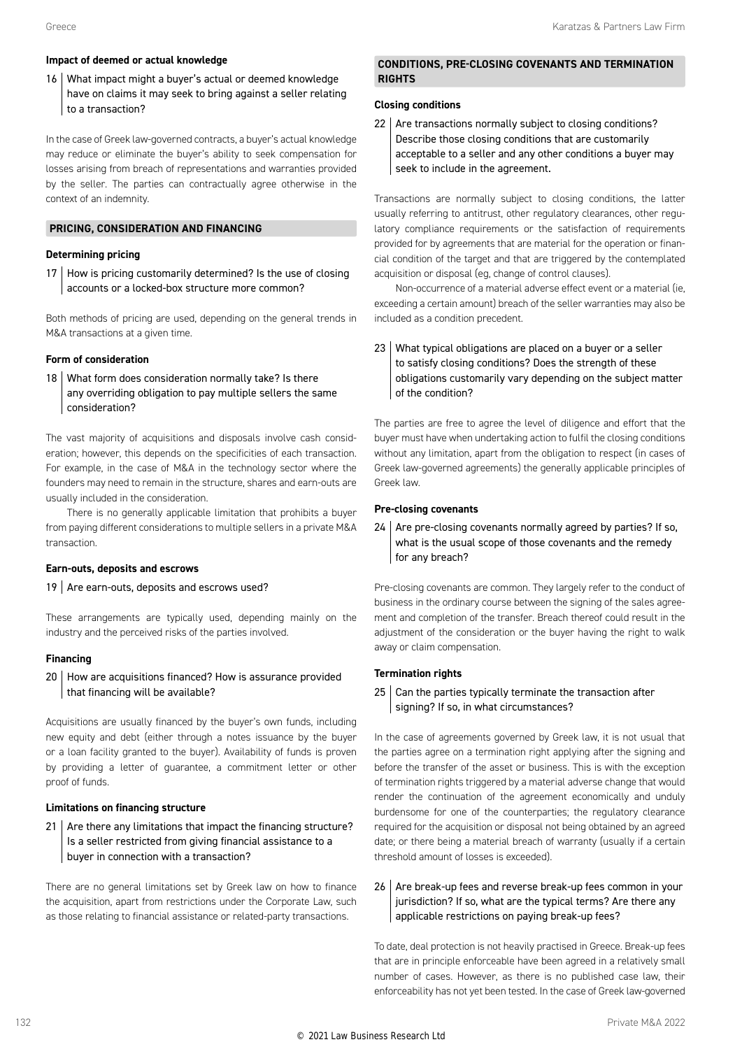### Impact of deemed or actual knowledge

**16 What impact might a buyer's actual or deemed knowledge have on claims it may seek to bring against a seller relating to a transaction?**

In the case of Greek law-governed contracts, a buyer's actual knowledge may reduce or eliminate the buyer's ability to seek compensation for losses arising from breach of representations and warranties provided by the seller. The parties can contractually agree otherwise in the context of an indemnity.

## PRICING, CONSIDERATION AND FINANCING

### Determining pricing

**17 How is pricing customarily determined? Is the use of closing accounts or a locked-box structure more common?**

Both methods of pricing are used, depending on the general trends in M&A transactions at a given time.

### Form of consideration

**18 What form does consideration normally take? Is there any overriding obligation to pay multiple sellers the same consideration?**

The vast majority of acquisitions and disposals involve cash consideration; however, this depends on the specificities of each transaction. For example, in the case of M&A in the technology sector where the founders may need to remain in the structure, shares and earn-outs are usually included in the consideration.

There is no generally applicable limitation that prohibits a buyer from paying different considerations to multiple sellers in a private M&A transaction.

### Earn-outs, deposits and escrows

**19 Are earn-outs, deposits and escrows used?**

These arrangements are typically used, depending mainly on the industry and the perceived risks of the parties involved.

### Financing

**20 How are acquisitions financed? How is assurance provided that financing will be available?**

Acquisitions are usually financed by the buyer's own funds, including new equity and debt (either through a notes issuance by the buyer or a loan facility granted to the buyer). Availability of funds is proven by providing a letter of guarantee, a commitment letter or other proof of funds.

### Limitations on financing structure

**21 Are there any limitations that impact the financing structure? Is a seller restricted from giving financial assistance to a buyer in connection with a transaction?**

There are no general limitations set by Greek law on how to finance the acquisition, apart from restrictions under the Corporate Law, such as those relating to financial assistance or related-party transactions.

## CONDITIONS, PRE-CLOSING COVENANTS AND TERMINATION RIGHTS

### Closing conditions

**22 Are transactions normally subject to closing conditions? Describe those closing conditions that are customarily acceptable to a seller and any other conditions a buyer may seek to include in the agreement.**

Transactions are normally subject to closing conditions, the latter usually referring to antitrust, other regulatory clearances, other regulatory compliance requirements or the satisfaction of requirements provided for by agreements that are material for the operation or financial condition of the target and that are triggered by the contemplated acquisition or disposal (eg, change of control clauses).

Non-occurrence of a material adverse effect event or a material (ie, exceeding a certain amount) breach of the seller warranties may also be included as a condition precedent.

**23 What typical obligations are placed on a buyer or a seller to satisfy closing conditions? Does the strength of these obligations customarily vary depending on the subject matter of the condition?**

The parties are free to agree the level of diligence and effort that the buyer must have when undertaking action to fulfil the closing conditions without any limitation, apart from the obligation to respect (in cases of Greek law-governed agreements) the generally applicable principles of Greek law.

### Pre-closing covenants

**24 Are pre-closing covenants normally agreed by parties? If so, what is the usual scope of those covenants and the remedy for any breach?**

Pre-closing covenants are common. They largely refer to the conduct of business in the ordinary course between the signing of the sales agreement and completion of the transfer. Breach thereof could result in the adjustment of the consideration or the buyer having the right to walk away or claim compensation.

### Termination rights

**25 Can the parties typically terminate the transaction after signing? If so, in what circumstances?**

In the case of agreements governed by Greek law, it is not usual that the parties agree on a termination right applying after the signing and before the transfer of the asset or business. This is with the exception of termination rights triggered by a material adverse change that would render the continuation of the agreement economically and unduly burdensome for one of the counterparties; the regulatory clearance required for the acquisition or disposal not being obtained by an agreed date; or there being a material breach of warranty (usually if a certain threshold amount of losses is exceeded).

**26 Are break-up fees and reverse break-up fees common in your jurisdiction? If so, what are the typical terms? Are there any applicable restrictions on paying break-up fees?**

To date, deal protection is not heavily practised in Greece. Break-up fees that are in principle enforceable have been agreed in a relatively small number of cases. However, as there is no published case law, their enforceability has not yet been tested. In the case of Greek law-governed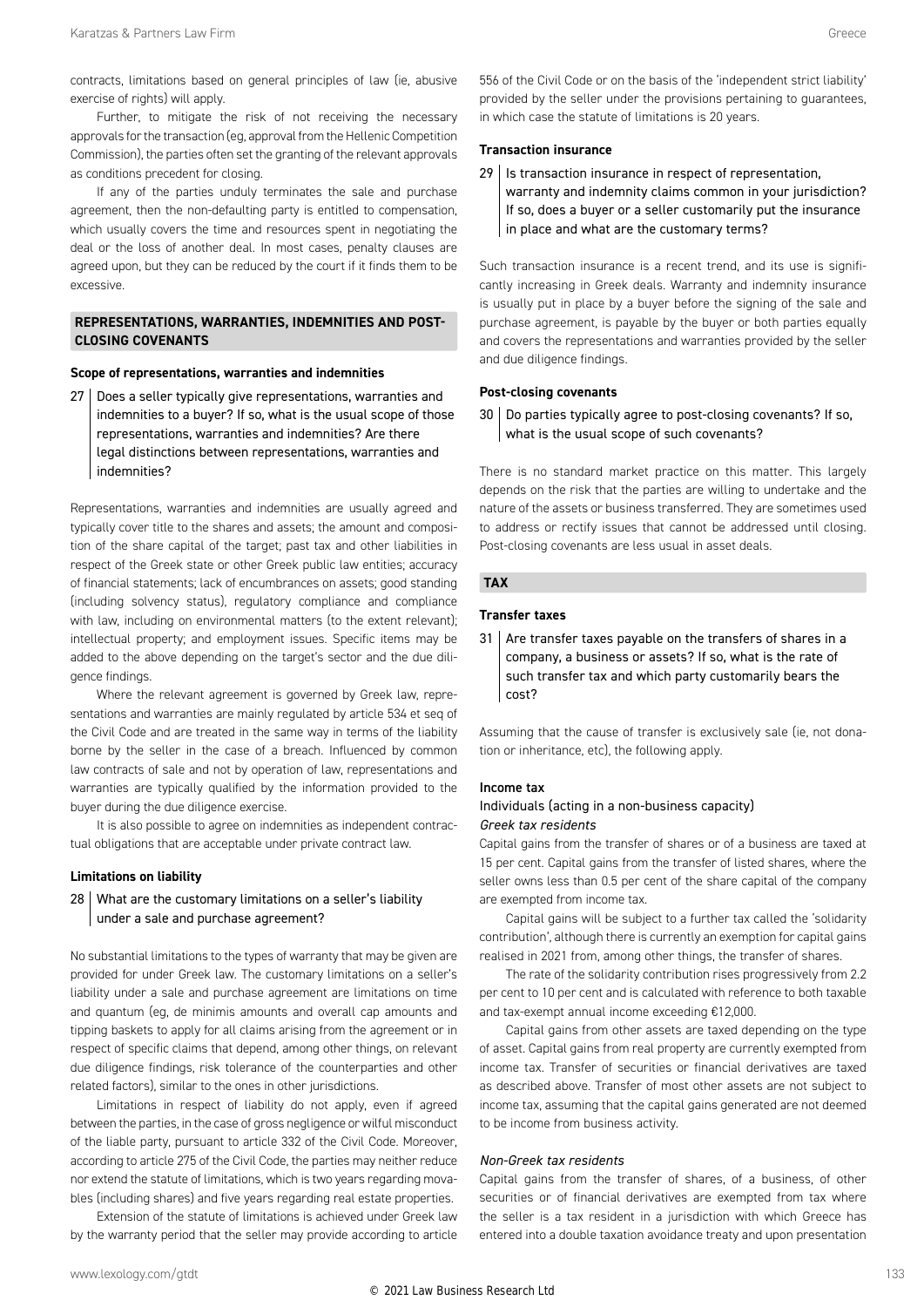contracts, limitations based on general principles of law (ie, abusive exercise of rights) will apply.

Further, to mitigate the risk of not receiving the necessary approvals for the transaction (eg, approval from the Hellenic Competition Commission), the parties often set the granting of the relevant approvals as conditions precedent for closing.

If any of the parties unduly terminates the sale and purchase agreement, then the non-defaulting party is entitled to compensation, which usually covers the time and resources spent in negotiating the deal or the loss of another deal. In most cases, penalty clauses are agreed upon, but they can be reduced by the court if it finds them to be excessive.

## REPRESENTATIONS, WARRANTIES, INDEMNITIES AND POST-CLOSING COVENANTS

### Scope of representations, warranties and indemnities

**27 Does a seller typically give representations, warranties and indemnities to a buyer? If so, what is the usual scope of those representations, warranties and indemnities? Are there legal distinctions between representations, warranties and indemnities?**

Representations, warranties and indemnities are usually agreed and typically cover title to the shares and assets; the amount and composition of the share capital of the target; past tax and other liabilities in respect of the Greek state or other Greek public law entities; accuracy of financial statements; lack of encumbrances on assets; good standing (including solvency status), regulatory compliance and compliance with law, including on environmental matters (to the extent relevant); intellectual property; and employment issues. Specific items may be added to the above depending on the target's sector and the due diligence findings.

Where the relevant agreement is governed by Greek law, representations and warranties are mainly regulated by article 534 et seq of the Civil Code and are treated in the same way in terms of the liability borne by the seller in the case of a breach. Influenced by common law contracts of sale and not by operation of law, representations and warranties are typically qualified by the information provided to the buyer during the due diligence exercise.

It is also possible to agree on indemnities as independent contractual obligations that are acceptable under private contract law.

### Limitations on liability

**28 What are the customary limitations on a seller's liability under a sale and purchase agreement?**

No substantial limitations to the types of warranty that may be given are provided for under Greek law. The customary limitations on a seller's liability under a sale and purchase agreement are limitations on time and quantum (eg, de minimis amounts and overall cap amounts and tipping baskets to apply for all claims arising from the agreement or in respect of specific claims that depend, among other things, on relevant due diligence findings, risk tolerance of the counterparties and other related factors), similar to the ones in other jurisdictions.

Limitations in respect of liability do not apply, even if agreed between the parties, in the case of gross negligence or wilful misconduct of the liable party, pursuant to article 332 of the Civil Code. Moreover, according to article 275 of the Civil Code, the parties may neither reduce nor extend the statute of limitations, which is two years regarding movables (including shares) and five years regarding real estate properties.

Extension of the statute of limitations is achieved under Greek law by the warranty period that the seller may provide according to article 556 of the Civil Code or on the basis of the 'independent strict liability' provided by the seller under the provisions pertaining to guarantees, in which case the statute of limitations is 20 years.

### Transaction insurance

**29 Is transaction insurance in respect of representation, warranty and indemnity claims common in your jurisdiction? If so, does a buyer or a seller customarily put the insurance in place and what are the customary terms?**

Such transaction insurance is a recent trend, and its use is significantly increasing in Greek deals. Warranty and indemnity insurance is usually put in place by a buyer before the signing of the sale and purchase agreement, is payable by the buyer or both parties equally and covers the representations and warranties provided by the seller and due diligence findings.

### Post-closing covenants

**30 Do parties typically agree to post-closing covenants? If so, what is the usual scope of such covenants?**

There is no standard market practice on this matter. This largely depends on the risk that the parties are willing to undertake and the nature of the assets or business transferred. They are sometimes used to address or rectify issues that cannot be addressed until closing. Post-closing covenants are less usual in asset deals.

## TAX

### Transfer taxes

**31 Are transfer taxes payable on the transfers of shares in a company, a business or assets? If so, what is the rate of such transfer tax and which party customarily bears the cost?**

Assuming that the cause of transfer is exclusively sale (ie, not donation or inheritance, etc), the following apply.

#### Income tax

Individuals (acting in a non-business capacity)

*Greek tax residents*

Capital gains from the transfer of shares or of a business are taxed at 15 per cent. Capital gains from the transfer of listed shares, where the seller owns less than 0.5 per cent of the share capital of the company are exempted from income tax.

Capital gains will be subject to a further tax called the 'solidarity contribution', although there is currently an exemption for capital gains realised in 2021 from, among other things, the transfer of shares.

The rate of the solidarity contribution rises progressively from 2.2 per cent to 10 per cent and is calculated with reference to both taxable and tax-exempt annual income exceeding €12,000.

Capital gains from other assets are taxed depending on the type of asset. Capital gains from real property are currently exempted from income tax. Transfer of securities or financial derivatives are taxed as described above. Transfer of most other assets are not subject to income tax, assuming that the capital gains generated are not deemed to be income from business activity.

*Non-Greek tax residents*

Capital gains from the transfer of shares, of a business, of other securities or of financial derivatives are exempted from tax where the seller is a tax resident in a jurisdiction with which Greece has entered into a double taxation avoidance treaty and upon presentation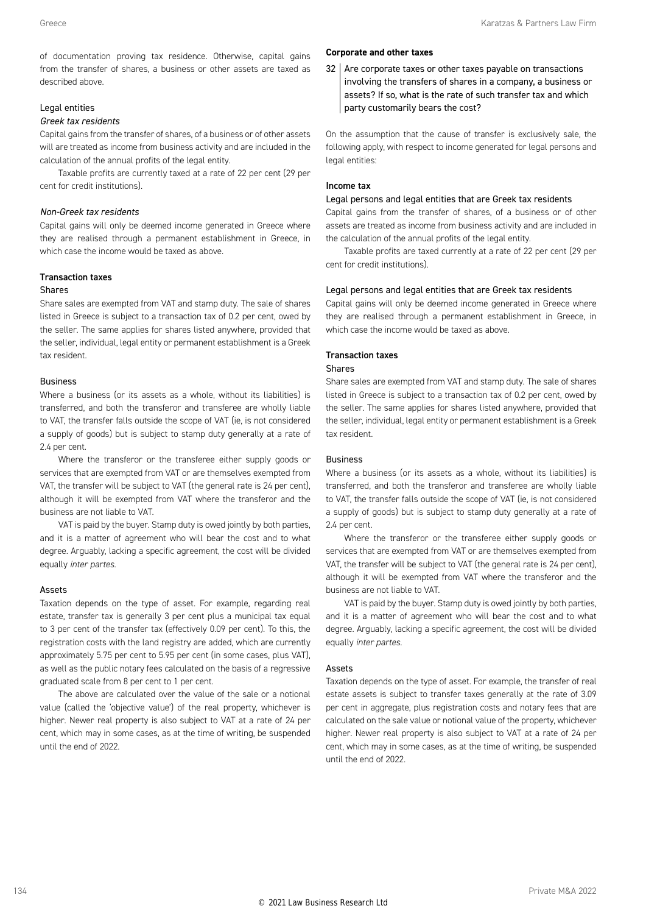of documentation proving tax residence. Otherwise, capital gains from the transfer of shares, a business or other assets are taxed as described above.

#### Legal entities

*Greek tax residents*

Capital gains from the transfer of shares, of a business or of other assets will are treated as income from business activity and are included in the calculation of the annual profits of the legal entity.

Taxable profits are currently taxed at a rate of 22 per cent (29 per cent for credit institutions).

*Non-Greek tax residents*

Capital gains will only be deemed income generated in Greece where they are realised through a permanent establishment in Greece, in which case the income would be taxed as above.

#### Transaction taxes

Shares

Share sales are exempted from VAT and stamp duty. The sale of shares listed in Greece is subject to a transaction tax of 0.2 per cent, owed by the seller. The same applies for shares listed anywhere, provided that the seller, individual, legal entity or permanent establishment is a Greek tax resident.

Business

Where a business (or its assets as a whole, without its liabilities) is transferred, and both the transferor and transferee are wholly liable to VAT, the transfer falls outside the scope of VAT (ie, is not considered a supply of goods) but is subject to stamp duty generally at a rate of 2.4 per cent.

Where the transferor or the transferee either supply goods or services that are exempted from VAT or are themselves exempted from VAT, the transfer will be subject to VAT (the general rate is 24 per cent), although it will be exempted from VAT where the transferor and the business are not liable to VAT.

VAT is paid by the buyer. Stamp duty is owed jointly by both parties, and it is a matter of agreement who will bear the cost and to what degree. Arguably, lacking a specific agreement, the cost will be divided equally *inter partes*.

Assets

Taxation depends on the type of asset. For example, regarding real estate, transfer tax is generally 3 per cent plus a municipal tax equal to 3 per cent of the transfer tax (effectively 0.09 per cent). To this, the registration costs with the land registry are added, which are currently approximately 5.75 per cent to 5.95 per cent (in some cases, plus VAT), as well as the public notary fees calculated on the basis of a regressive graduated scale from 8 per cent to 1 per cent.

The above are calculated over the value of the sale or a notional value (called the 'objective value') of the real property, whichever is higher. Newer real property is also subject to VAT at a rate of 24 per cent, which may in some cases, as at the time of writing, be suspended until the end of 2022.

### Corporate and other taxes

**32 Are corporate taxes or other taxes payable on transactions involving the transfers of shares in a company, a business or assets? If so, what is the rate of such transfer tax and which party customarily bears the cost?**

On the assumption that the cause of transfer is exclusively sale, the following apply, with respect to income generated for legal persons and legal entities:

#### Income tax

Legal persons and legal entities that are Greek tax residents

Capital gains from the transfer of shares, of a business or of other assets are treated as income from business activity and are included in the calculation of the annual profits of the legal entity.

Taxable profits are taxed currently at a rate of 22 per cent (29 per cent for credit institutions).

Legal persons and legal entities that are Greek tax residents

Capital gains will only be deemed income generated in Greece where they are realised through a permanent establishment in Greece, in which case the income would be taxed as above.

#### Transaction taxes

Shares

Share sales are exempted from VAT and stamp duty. The sale of shares listed in Greece is subject to a transaction tax of 0.2 per cent, owed by the seller. The same applies for shares listed anywhere, provided that the seller, individual, legal entity or permanent establishment is a Greek tax resident.

Business

Where a business (or its assets as a whole, without its liabilities) is transferred, and both the transferor and transferee are wholly liable to VAT, the transfer falls outside the scope of VAT (ie, is not considered a supply of goods) but is subject to stamp duty generally at a rate of 2.4 per cent.

Where the transferor or the transferee either supply goods or services that are exempted from VAT or are themselves exempted from VAT, the transfer will be subject to VAT (the general rate is 24 per cent), although it will be exempted from VAT where the transferor and the business are not liable to VAT.

VAT is paid by the buyer. Stamp duty is owed jointly by both parties, and it is a matter of agreement who will bear the cost and to what degree. Arguably, lacking a specific agreement, the cost will be divided equally *inter partes*.

Assets

Taxation depends on the type of asset. For example, the transfer of real estate assets is subject to transfer taxes generally at the rate of 3.09 per cent in aggregate, plus registration costs and notary fees that are calculated on the sale value or notional value of the property, whichever higher. Newer real property is also subject to VAT at a rate of 24 per cent, which may in some cases, as at the time of writing, be suspended until the end of 2022.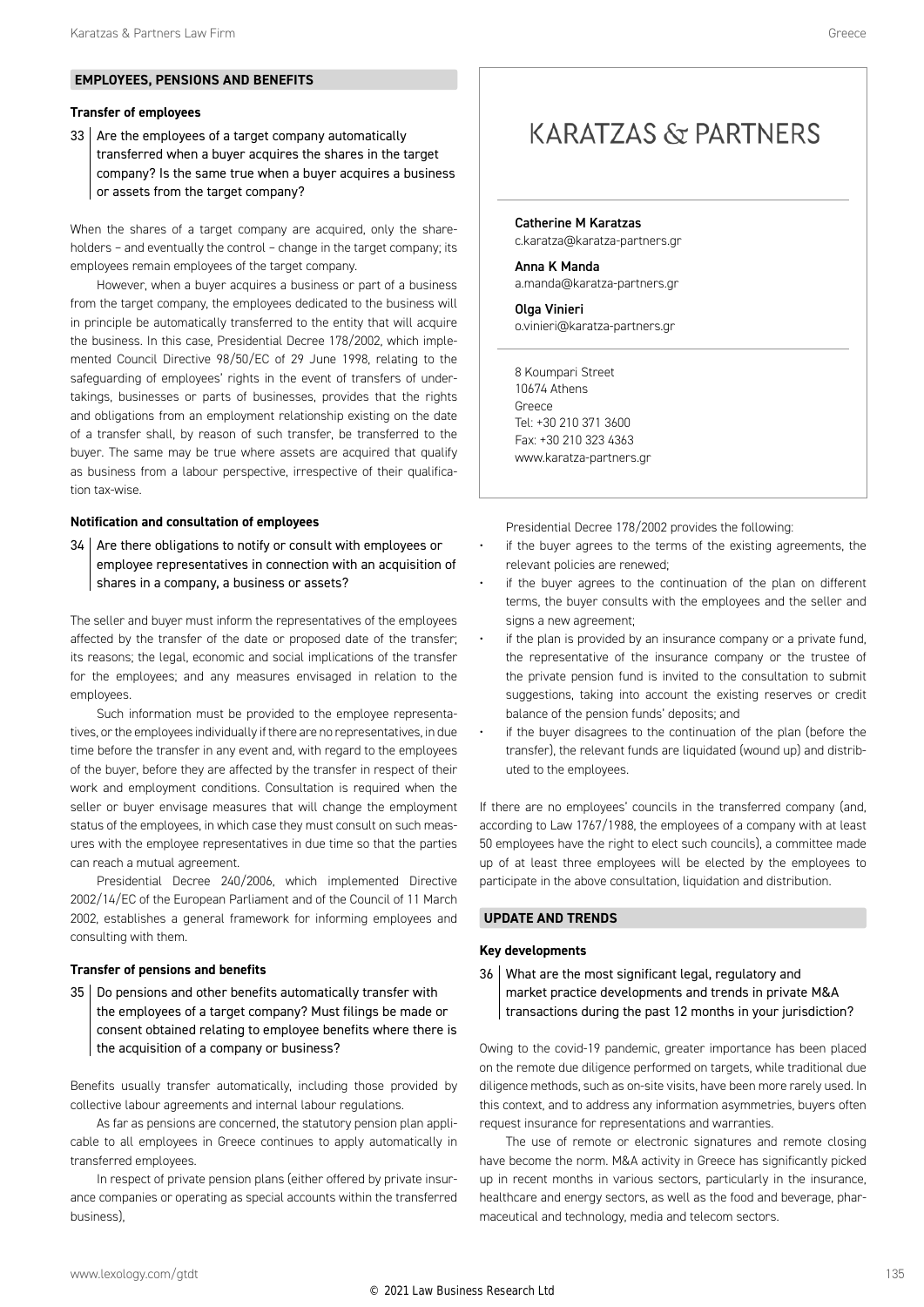## EMPLOYEES, PENSIONS AND BENEFITS

### Transfer of employees

**33 Are the employees of a target company automatically transferred when a buyer acquires the shares in the target company? Is the same true when a buyer acquires a business or assets from the target company?**

When the shares of a target company are acquired, only the shareholders – and eventually the control – change in the target company; its employees remain employees of the target company.

However, when a buyer acquires a business or part of a business from the target company, the employees dedicated to the business will in principle be automatically transferred to the entity that will acquire the business. In this case, Presidential Decree 178/2002, which implemented Council Directive 98/50/EC of 29 June 1998, relating to the safeguarding of employees' rights in the event of transfers of undertakings, businesses or parts of businesses, provides that the rights and obligations from an employment relationship existing on the date of a transfer shall, by reason of such transfer, be transferred to the buyer. The same may be true where assets are acquired that qualify as business from a labour perspective, irrespective of their qualification tax-wise.

### Notification and consultation of employees

**34 Are there obligations to notify or consult with employees or employee representatives in connection with an acquisition of shares in a company, a business or assets?**

The seller and buyer must inform the representatives of the employees affected by the transfer of the date or proposed date of the transfer; its reasons; the legal, economic and social implications of the transfer for the employees; and any measures envisaged in relation to the employees.

Such information must be provided to the employee representatives, or the employees individually if there are no representatives, in due time before the transfer in any event and, with regard to the employees of the buyer, before they are affected by the transfer in respect of their work and employment conditions. Consultation is required when the seller or buyer envisage measures that will change the employment status of the employees, in which case they must consult on such measures with the employee representatives in due time so that the parties can reach a mutual agreement.

Presidential Decree 240/2006, which implemented Directive 2002/14/EC of the European Parliament and of the Council of 11 March 2002, establishes a general framework for informing employees and consulting with them.

### Transfer of pensions and benefits

**35 Do pensions and other benefits automatically transfer with the employees of a target company? Must filings be made or consent obtained relating to employee benefits where there is the acquisition of a company or business?**

Benefits usually transfer automatically, including those provided by collective labour agreements and internal labour regulations.

As far as pensions are concerned, the statutory pension plan applicable to all employees in Greece continues to apply automatically in transferred employees.

In respect of private pension plans (either offered by private insurance companies or operating as special accounts within the transferred business),

Presidential Decree 178/2002 provides the following:

- if the buyer agrees to the terms of the existing agreements, the relevant policies are renewed;
- if the buyer agrees to the continuation of the plan on different terms, the buyer consults with the employees and the seller and signs a new agreement;
- if the plan is provided by an insurance company or a private fund, the representative of the insurance company or the trustee of the private pension fund is invited to the consultation to submit suggestions, taking into account the existing reserves or credit balance of the pension funds' deposits; and
- if the buyer disagrees to the continuation of the plan (before the transfer), the relevant funds are liquidated (wound up) and distributed to the employees.

If there are no employees' councils in the transferred company (and, according to Law 1767/1988, the employees of a company with at least 50 employees have the right to elect such councils), a committee made up of at least three employees will be elected by the employees to participate in the above consultation, liquidation and distribution.

## UPDATE AND TRENDS

### Key developments

**36 What are the most significant legal, regulatory and market practice developments and trends in private M&A transactions during the past 12 months in your jurisdiction?**

Owing to the covid-19 pandemic, greater importance has been placed on the remote due diligence performed on targets, while traditional due diligence methods, such as on-site visits, have been more rarely used. In this context, and to address any information asymmetries, buyers often request insurance for representations and warranties.

The use of remote or electronic signatures and remote closing have become the norm. M&A activity in Greece has significantly picked up in recent months in various sectors, particularly in the insurance, healthcare and energy sectors, as well as the food and beverage, pharmaceutical and technology, media and telecom sectors.

KARATZAS & PARTNERS

**Catherine M Karatzas**
c.karatza@karatza-partners.gr

**Anna K Manda**
a.manda@karatza-partners.gr

**Olga Vinieri**
o.vinieri@karatza-partners.gr

8 Koumpari Street
10674 Athens
Greece
Tel: +30 210 371 3600
Fax: +30 210 323 4363
www.karatza-partners.gr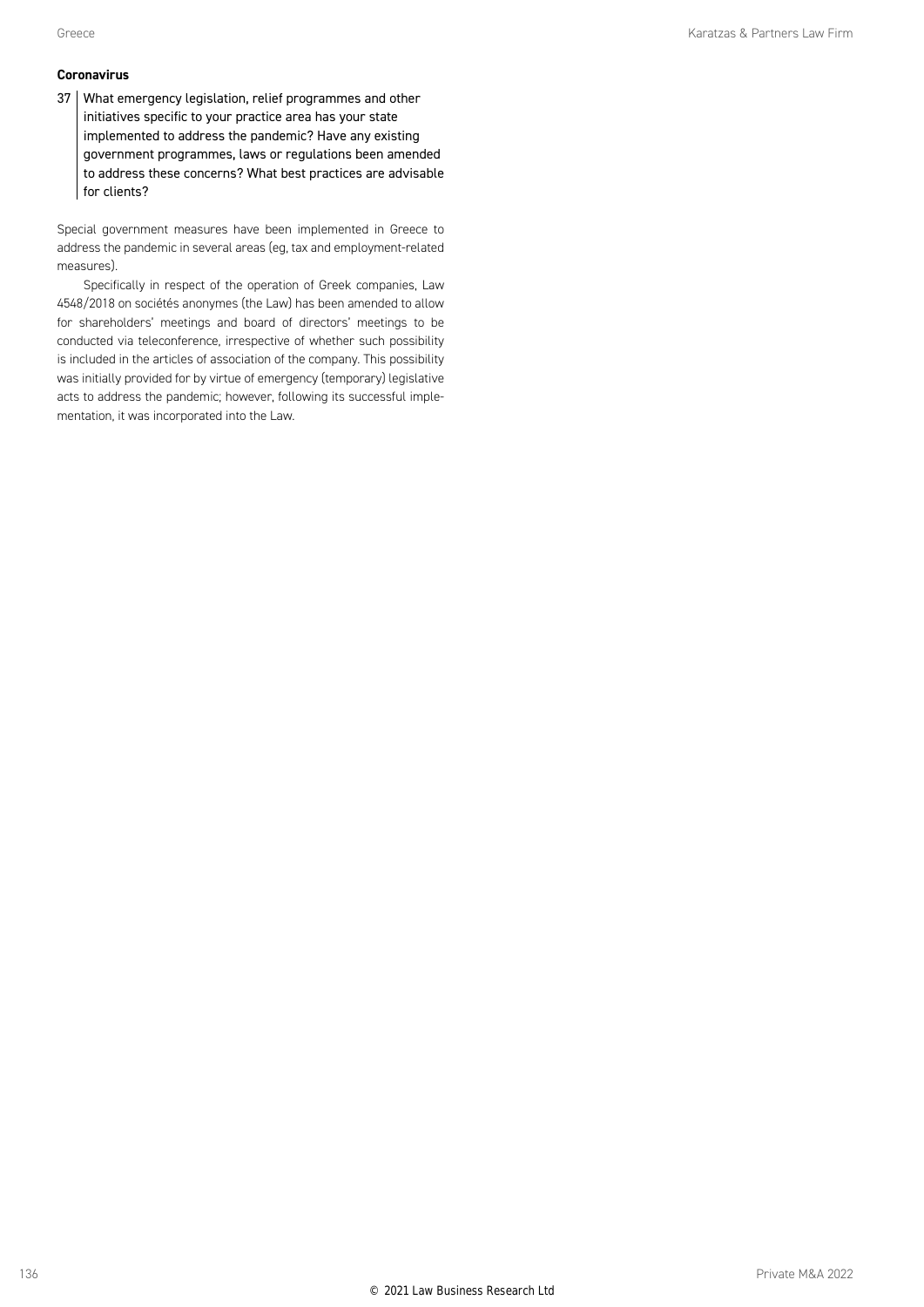### Coronavirus

**37 What emergency legislation, relief programmes and other initiatives specific to your practice area has your state implemented to address the pandemic? Have any existing government programmes, laws or regulations been amended to address these concerns? What best practices are advisable for clients?**

Special government measures have been implemented in Greece to address the pandemic in several areas (eg, tax and employment-related measures).

Specifically in respect of the operation of Greek companies, Law 4548/2018 on sociétés anonymes (the Law) has been amended to allow for shareholders' meetings and board of directors' meetings to be conducted via teleconference, irrespective of whether such possibility is included in the articles of association of the company. This possibility was initially provided for by virtue of emergency (temporary) legislative acts to address the pandemic; however, following its successful implementation, it was incorporated into the Law.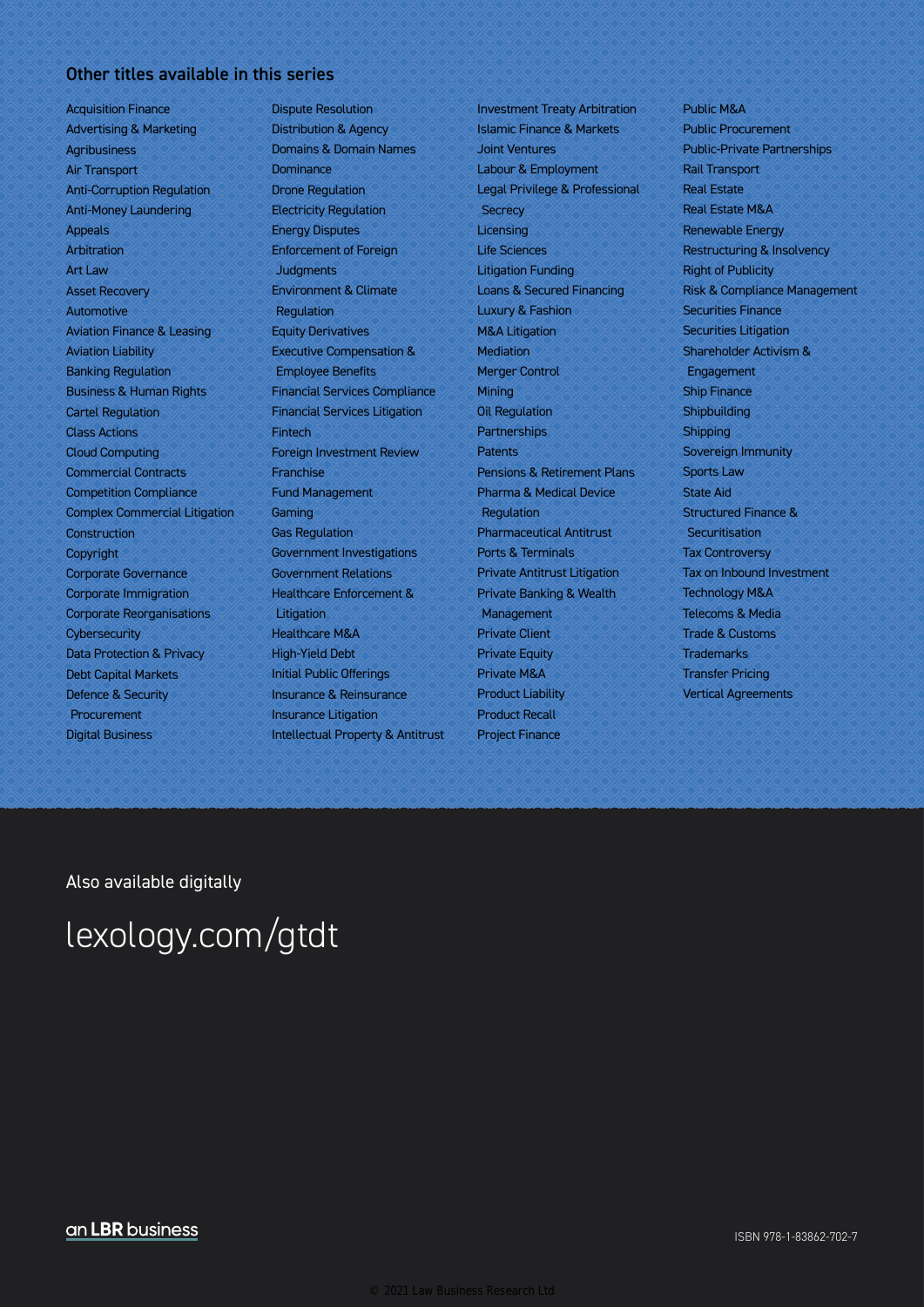## Other titles available in this series

- Acquisition Finance
- Advertising & Marketing
- Agribusiness
- Air Transport
- Anti-Corruption Regulation
- Anti-Money Laundering
- Appeals
- Arbitration
- Art Law
- Asset Recovery
- Automotive
- Aviation Finance & Leasing
- Aviation Liability
- Banking Regulation
- Business & Human Rights
- Cartel Regulation
- Class Actions
- Cloud Computing
- Commercial Contracts
- Competition Compliance
- Complex Commercial Litigation
- Construction
- Copyright
- Corporate Governance
- Corporate Immigration
- Corporate Reorganisations
- Cybersecurity
- Data Protection & Privacy
- Debt Capital Markets
- Defence & Security Procurement
- Digital Business
- Dispute Resolution
- Distribution & Agency
- Domains & Domain Names
- Dominance
- Drone Regulation
- Electricity Regulation
- Energy Disputes
- Enforcement of Foreign Judgments
- Environment & Climate Regulation
- Equity Derivatives
- Executive Compensation & Employee Benefits
- Financial Services Compliance
- Financial Services Litigation
- Fintech
- Foreign Investment Review
- Franchise
- Fund Management
- Gaming
- Gas Regulation
- Government Investigations
- Government Relations
- Healthcare Enforcement & Litigation
- Healthcare M&A
- High-Yield Debt
- Initial Public Offerings
- Insurance & Reinsurance
- Insurance Litigation
- Intellectual Property & Antitrust
- Investment Treaty Arbitration
- Islamic Finance & Markets
- Joint Ventures
- Labour & Employment
- Legal Privilege & Professional Secrecy
- Licensing
- Life Sciences
- Litigation Funding
- Loans & Secured Financing
- Luxury & Fashion
- M&A Litigation
- Mediation
- Merger Control
- Mining
- Oil Regulation
- Partnerships
- Patents
- Pensions & Retirement Plans
- Pharma & Medical Device Regulation
- Pharmaceutical Antitrust
- Ports & Terminals
- Private Antitrust Litigation
- Private Banking & Wealth Management
- Private Client
- Private Equity
- Private M&A
- Product Liability
- Product Recall
- Project Finance
- Public M&A
- Public Procurement
- Public-Private Partnerships
- Rail Transport
- Real Estate
- Real Estate M&A
- Renewable Energy
- Restructuring & Insolvency
- Right of Publicity
- Risk & Compliance Management
- Securities Finance
- Securities Litigation
- Shareholder Activism & Engagement
- Ship Finance
- Shipbuilding
- Shipping
- Sovereign Immunity
- Sports Law
- State Aid
- Structured Finance & Securitisation
- Tax Controversy
- Tax on Inbound Investment
- Technology M&A
- Telecoms & Media
- Trade & Customs
- Trademarks
- Transfer Pricing
- Vertical Agreements

Also available digitally

lexology.com/gtdt

an **LBR** business

ISBN 978-1-83862-702-7

© 2021 Law Business Research Ltd